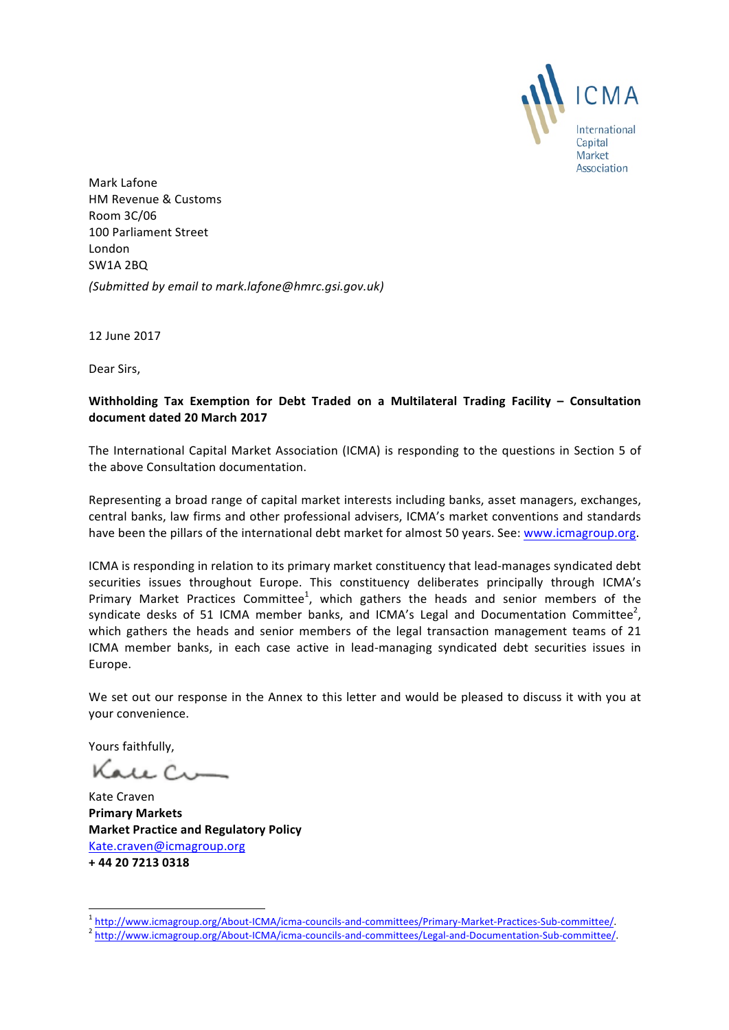ICMA

International Capital Market Association

Mark Lafone
HM Revenue & Customs
Room 3C/06
100 Parliament Street
London
SW1A 2BQ

*(Submitted by email to mark.lafone@hmrc.gsi.gov.uk)*

12 June 2017

Dear Sirs,

**Withholding Tax Exemption for Debt Traded on a Multilateral Trading Facility – Consultation document dated 20 March 2017**

The International Capital Market Association (ICMA) is responding to the questions in Section 5 of the above Consultation documentation.

Representing a broad range of capital market interests including banks, asset managers, exchanges, central banks, law firms and other professional advisers, ICMA's market conventions and standards have been the pillars of the international debt market for almost 50 years. See: www.icmagroup.org.

ICMA is responding in relation to its primary market constituency that lead-manages syndicated debt securities issues throughout Europe. This constituency deliberates principally through ICMA's Primary Market Practices Committee[1], which gathers the heads and senior members of the syndicate desks of 51 ICMA member banks, and ICMA's Legal and Documentation Committee[2], which gathers the heads and senior members of the legal transaction management teams of 21 ICMA member banks, in each case active in lead-managing syndicated debt securities issues in Europe.

We set out our response in the Annex to this letter and would be pleased to discuss it with you at your convenience.

Yours faithfully,

Kate Craven
**Primary Markets**
**Market Practice and Regulatory Policy**
Kate.craven@icmagroup.org
**+ 44 20 7213 0318**

---

[1] http://www.icmagroup.org/About-ICMA/icma-councils-and-committees/Primary-Market-Practices-Sub-committee/.
[2] http://www.icmagroup.org/About-ICMA/icma-councils-and-committees/Legal-and-Documentation-Sub-committee/.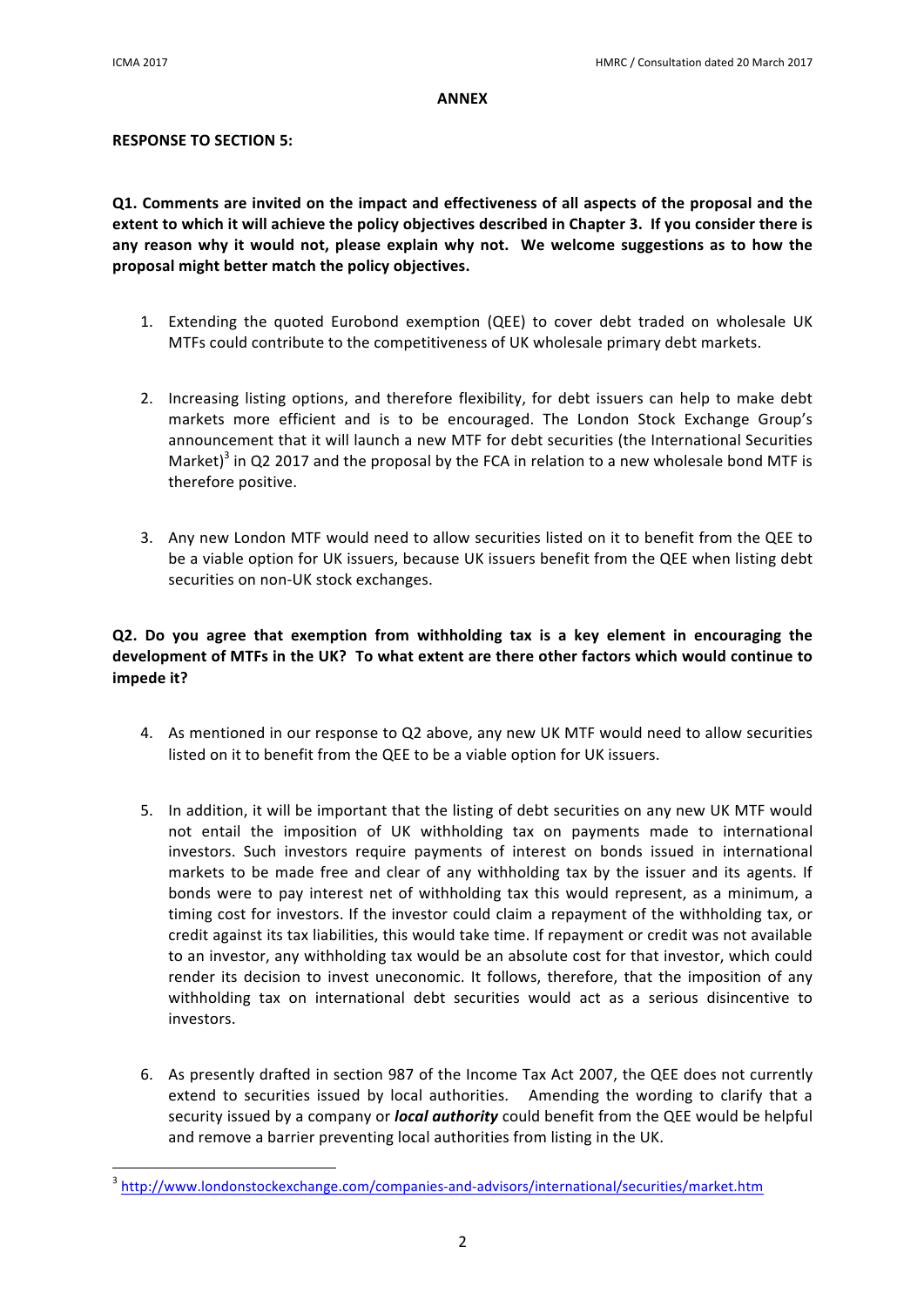**ANNEX**

**RESPONSE TO SECTION 5:**

**Q1. Comments are invited on the impact and effectiveness of all aspects of the proposal and the extent to which it will achieve the policy objectives described in Chapter 3. If you consider there is any reason why it would not, please explain why not. We welcome suggestions as to how the proposal might better match the policy objectives.**

1. Extending the quoted Eurobond exemption (QEE) to cover debt traded on wholesale UK MTFs could contribute to the competitiveness of UK wholesale primary debt markets.

2. Increasing listing options, and therefore flexibility, for debt issuers can help to make debt markets more efficient and is to be encouraged. The London Stock Exchange Group's announcement that it will launch a new MTF for debt securities (the International Securities Market)[3] in Q2 2017 and the proposal by the FCA in relation to a new wholesale bond MTF is therefore positive.

3. Any new London MTF would need to allow securities listed on it to benefit from the QEE to be a viable option for UK issuers, because UK issuers benefit from the QEE when listing debt securities on non-UK stock exchanges.

**Q2. Do you agree that exemption from withholding tax is a key element in encouraging the development of MTFs in the UK? To what extent are there other factors which would continue to impede it?**

4. As mentioned in our response to Q2 above, any new UK MTF would need to allow securities listed on it to benefit from the QEE to be a viable option for UK issuers.

5. In addition, it will be important that the listing of debt securities on any new UK MTF would not entail the imposition of UK withholding tax on payments made to international investors. Such investors require payments of interest on bonds issued in international markets to be made free and clear of any withholding tax by the issuer and its agents. If bonds were to pay interest net of withholding tax this would represent, as a minimum, a timing cost for investors. If the investor could claim a repayment of the withholding tax, or credit against its tax liabilities, this would take time. If repayment or credit was not available to an investor, any withholding tax would be an absolute cost for that investor, which could render its decision to invest uneconomic. It follows, therefore, that the imposition of any withholding tax on international debt securities would act as a serious disincentive to investors.

6. As presently drafted in section 987 of the Income Tax Act 2007, the QEE does not currently extend to securities issued by local authorities. Amending the wording to clarify that a security issued by a company or ***local authority*** could benefit from the QEE would be helpful and remove a barrier preventing local authorities from listing in the UK.

---

[3] http://www.londonstockexchange.com/companies-and-advisors/international/securities/market.htm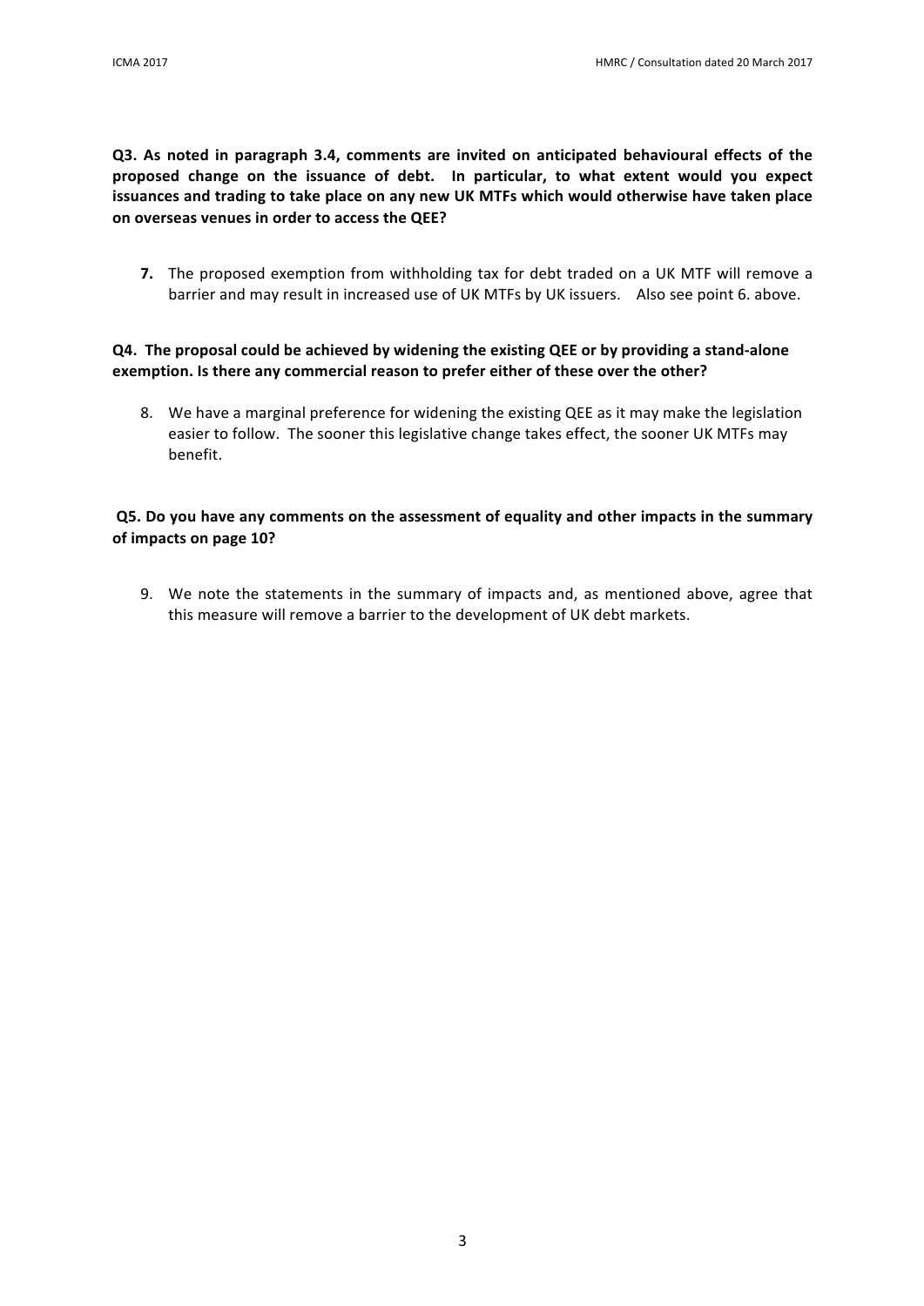**Q3. As noted in paragraph 3.4, comments are invited on anticipated behavioural effects of the proposed change on the issuance of debt. In particular, to what extent would you expect issuances and trading to take place on any new UK MTFs which would otherwise have taken place on overseas venues in order to access the QEE?**

**7.** The proposed exemption from withholding tax for debt traded on a UK MTF will remove a barrier and may result in increased use of UK MTFs by UK issuers. Also see point 6. above.

**Q4. The proposal could be achieved by widening the existing QEE or by providing a stand-alone exemption. Is there any commercial reason to prefer either of these over the other?**

8. We have a marginal preference for widening the existing QEE as it may make the legislation easier to follow. The sooner this legislative change takes effect, the sooner UK MTFs may benefit.

**Q5. Do you have any comments on the assessment of equality and other impacts in the summary of impacts on page 10?**

9. We note the statements in the summary of impacts and, as mentioned above, agree that this measure will remove a barrier to the development of UK debt markets.